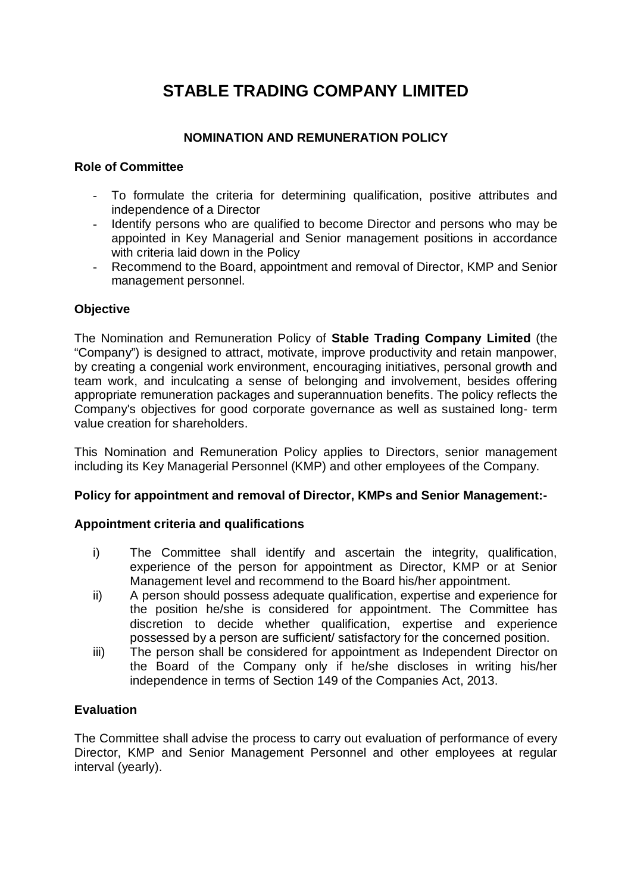# STABLE TRADING COMPANY LIMITED

## NOMINATION AND REMUNERATION POLICY

### Role of Committee

- To formulate the criteria for determining qualification, positive attributes and independence of a Director
- Identify persons who are qualified to become Director and persons who may be appointed in Key Managerial and Senior management positions in accordance with criteria laid down in the Policy
- Recommend to the Board, appointment and removal of Director, KMP and Senior management personnel.

### Objective

The Nomination and Remuneration Policy of **Stable Trading Company Limited** (the "Company") is designed to attract, motivate, improve productivity and retain manpower, by creating a congenial work environment, encouraging initiatives, personal growth and team work, and inculcating a sense of belonging and involvement, besides offering appropriate remuneration packages and superannuation benefits. The policy reflects the Company's objectives for good corporate governance as well as sustained long- term value creation for shareholders.

This Nomination and Remuneration Policy applies to Directors, senior management including its Key Managerial Personnel (KMP) and other employees of the Company.

### Policy for appointment and removal of Director, KMPs and Senior Management:-

### Appointment criteria and qualifications

i) The Committee shall identify and ascertain the integrity, qualification, experience of the person for appointment as Director, KMP or at Senior Management level and recommend to the Board his/her appointment.

ii) A person should possess adequate qualification, expertise and experience for the position he/she is considered for appointment. The Committee has discretion to decide whether qualification, expertise and experience possessed by a person are sufficient/ satisfactory for the concerned position.

iii) The person shall be considered for appointment as Independent Director on the Board of the Company only if he/she discloses in writing his/her independence in terms of Section 149 of the Companies Act, 2013.

### Evaluation

The Committee shall advise the process to carry out evaluation of performance of every Director, KMP and Senior Management Personnel and other employees at regular interval (yearly).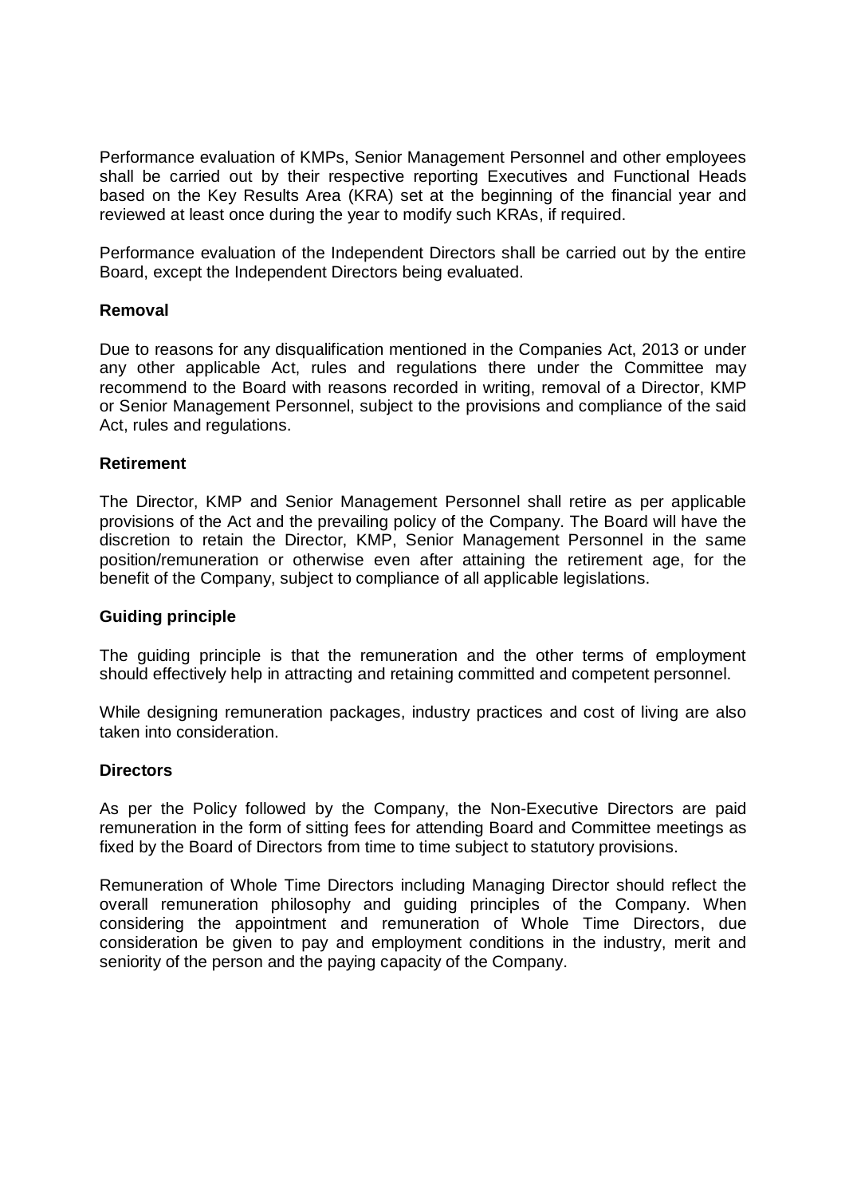Performance evaluation of KMPs, Senior Management Personnel and other employees shall be carried out by their respective reporting Executives and Functional Heads based on the Key Results Area (KRA) set at the beginning of the financial year and reviewed at least once during the year to modify such KRAs, if required.

Performance evaluation of the Independent Directors shall be carried out by the entire Board, except the Independent Directors being evaluated.

**Removal**

Due to reasons for any disqualification mentioned in the Companies Act, 2013 or under any other applicable Act, rules and regulations there under the Committee may recommend to the Board with reasons recorded in writing, removal of a Director, KMP or Senior Management Personnel, subject to the provisions and compliance of the said Act, rules and regulations.

**Retirement**

The Director, KMP and Senior Management Personnel shall retire as per applicable provisions of the Act and the prevailing policy of the Company. The Board will have the discretion to retain the Director, KMP, Senior Management Personnel in the same position/remuneration or otherwise even after attaining the retirement age, for the benefit of the Company, subject to compliance of all applicable legislations.

**Guiding principle**

The guiding principle is that the remuneration and the other terms of employment should effectively help in attracting and retaining committed and competent personnel.

While designing remuneration packages, industry practices and cost of living are also taken into consideration.

**Directors**

As per the Policy followed by the Company, the Non-Executive Directors are paid remuneration in the form of sitting fees for attending Board and Committee meetings as fixed by the Board of Directors from time to time subject to statutory provisions.

Remuneration of Whole Time Directors including Managing Director should reflect the overall remuneration philosophy and guiding principles of the Company. When considering the appointment and remuneration of Whole Time Directors, due consideration be given to pay and employment conditions in the industry, merit and seniority of the person and the paying capacity of the Company.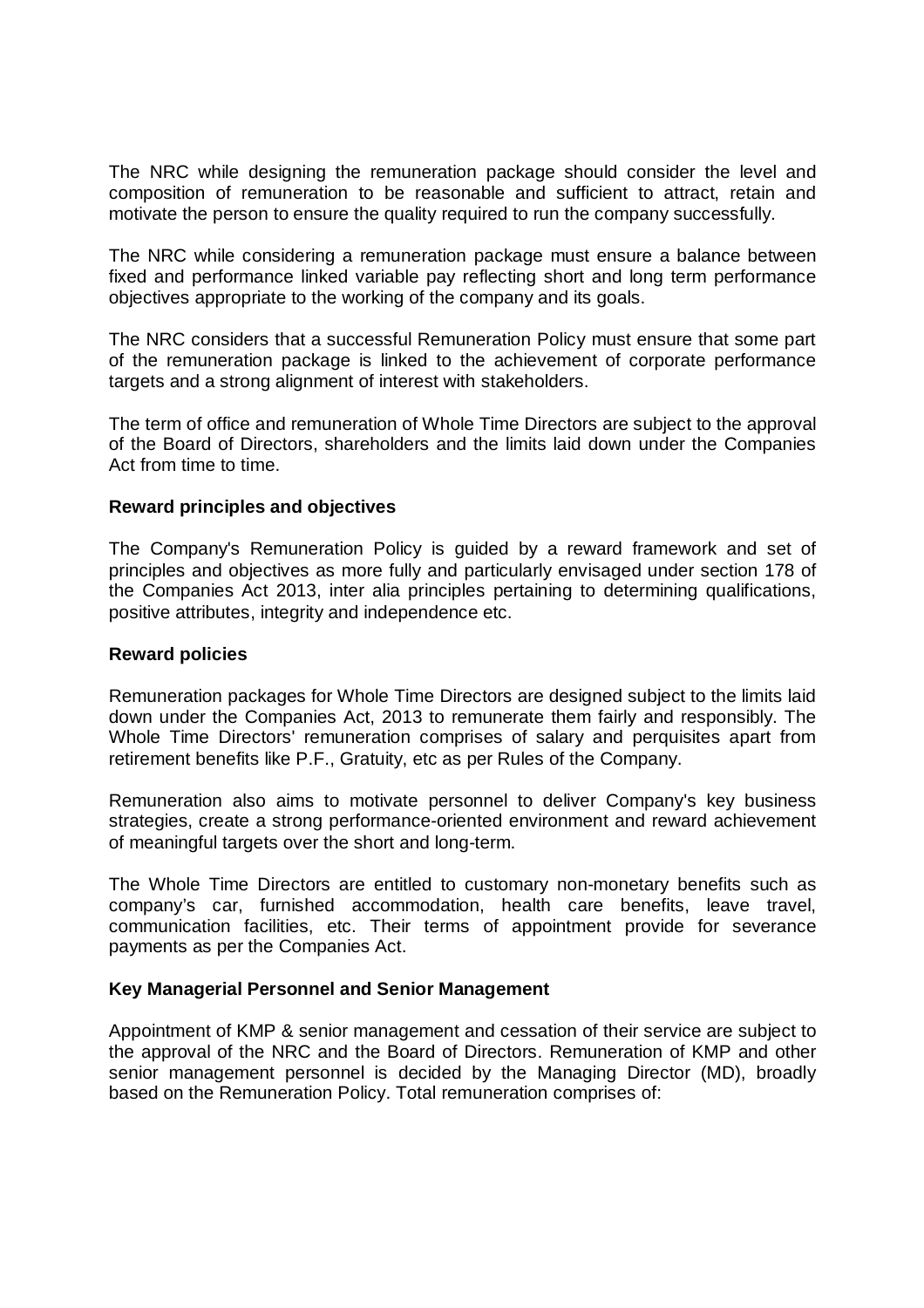The NRC while designing the remuneration package should consider the level and composition of remuneration to be reasonable and sufficient to attract, retain and motivate the person to ensure the quality required to run the company successfully.

The NRC while considering a remuneration package must ensure a balance between fixed and performance linked variable pay reflecting short and long term performance objectives appropriate to the working of the company and its goals.

The NRC considers that a successful Remuneration Policy must ensure that some part of the remuneration package is linked to the achievement of corporate performance targets and a strong alignment of interest with stakeholders.

The term of office and remuneration of Whole Time Directors are subject to the approval of the Board of Directors, shareholders and the limits laid down under the Companies Act from time to time.

**Reward principles and objectives**

The Company's Remuneration Policy is guided by a reward framework and set of principles and objectives as more fully and particularly envisaged under section 178 of the Companies Act 2013, inter alia principles pertaining to determining qualifications, positive attributes, integrity and independence etc.

**Reward policies**

Remuneration packages for Whole Time Directors are designed subject to the limits laid down under the Companies Act, 2013 to remunerate them fairly and responsibly. The Whole Time Directors' remuneration comprises of salary and perquisites apart from retirement benefits like P.F., Gratuity, etc as per Rules of the Company.

Remuneration also aims to motivate personnel to deliver Company's key business strategies, create a strong performance-oriented environment and reward achievement of meaningful targets over the short and long-term.

The Whole Time Directors are entitled to customary non-monetary benefits such as company's car, furnished accommodation, health care benefits, leave travel, communication facilities, etc. Their terms of appointment provide for severance payments as per the Companies Act.

**Key Managerial Personnel and Senior Management**

Appointment of KMP & senior management and cessation of their service are subject to the approval of the NRC and the Board of Directors. Remuneration of KMP and other senior management personnel is decided by the Managing Director (MD), broadly based on the Remuneration Policy. Total remuneration comprises of: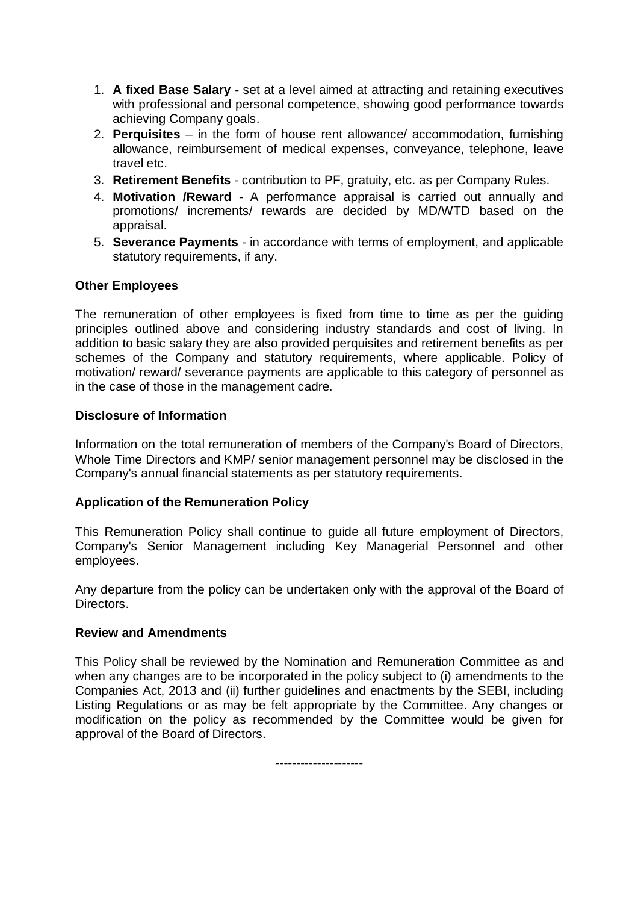1. **A fixed Base Salary** - set at a level aimed at attracting and retaining executives with professional and personal competence, showing good performance towards achieving Company goals.
2. **Perquisites** – in the form of house rent allowance/ accommodation, furnishing allowance, reimbursement of medical expenses, conveyance, telephone, leave travel etc.
3. **Retirement Benefits** - contribution to PF, gratuity, etc. as per Company Rules.
4. **Motivation /Reward** - A performance appraisal is carried out annually and promotions/ increments/ rewards are decided by MD/WTD based on the appraisal.
5. **Severance Payments** - in accordance with terms of employment, and applicable statutory requirements, if any.

**Other Employees**

The remuneration of other employees is fixed from time to time as per the guiding principles outlined above and considering industry standards and cost of living. In addition to basic salary they are also provided perquisites and retirement benefits as per schemes of the Company and statutory requirements, where applicable. Policy of motivation/ reward/ severance payments are applicable to this category of personnel as in the case of those in the management cadre.

**Disclosure of Information**

Information on the total remuneration of members of the Company's Board of Directors, Whole Time Directors and KMP/ senior management personnel may be disclosed in the Company's annual financial statements as per statutory requirements.

**Application of the Remuneration Policy**

This Remuneration Policy shall continue to guide all future employment of Directors, Company's Senior Management including Key Managerial Personnel and other employees.

Any departure from the policy can be undertaken only with the approval of the Board of Directors.

**Review and Amendments**

This Policy shall be reviewed by the Nomination and Remuneration Committee as and when any changes are to be incorporated in the policy subject to (i) amendments to the Companies Act, 2013 and (ii) further guidelines and enactments by the SEBI, including Listing Regulations or as may be felt appropriate by the Committee. Any changes or modification on the policy as recommended by the Committee would be given for approval of the Board of Directors.

---------------------